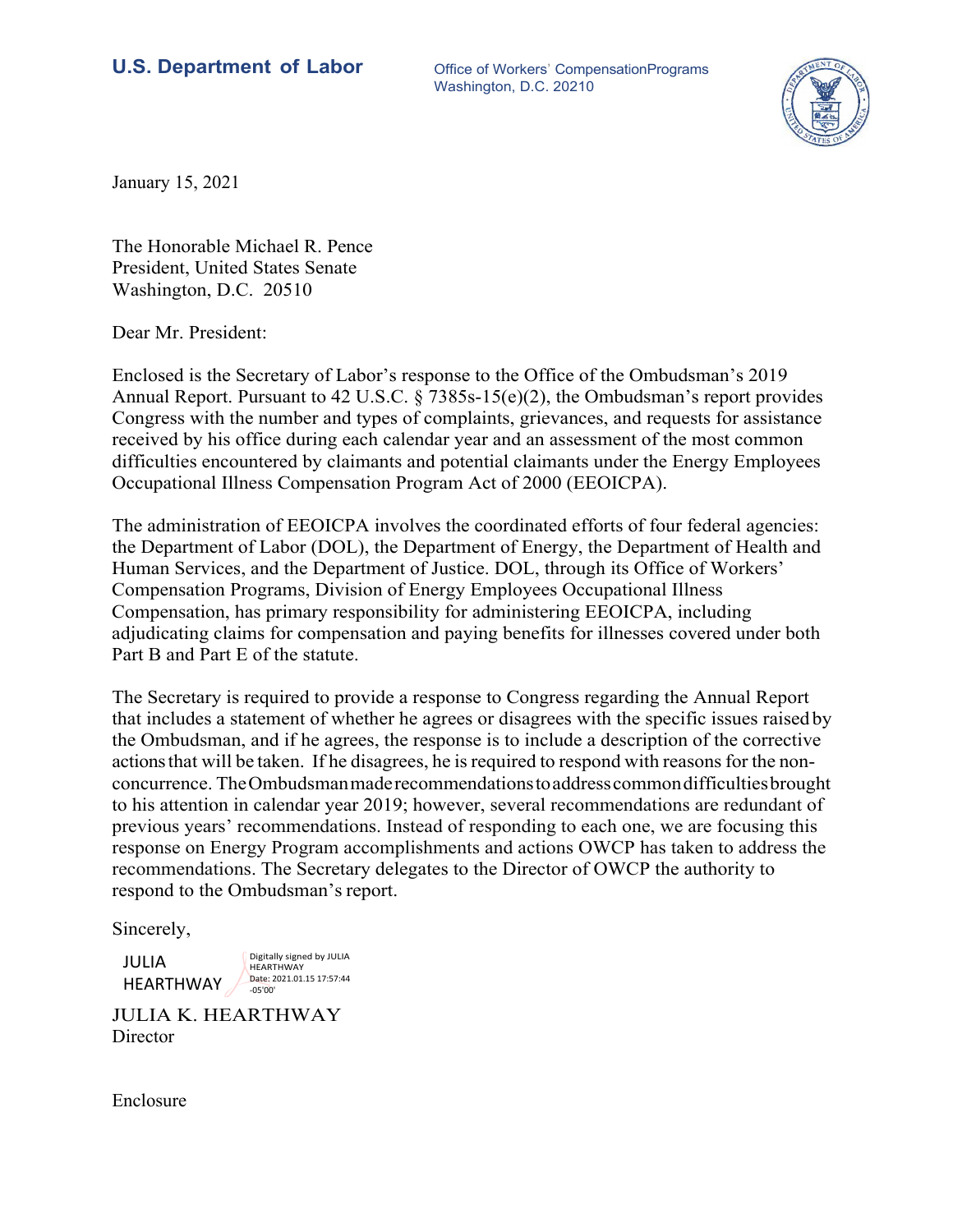**U.S. Department of Labor**

Office of Workers' Compensation Programs
Washington, D.C. 20210

January 15, 2021

The Honorable Michael R. Pence
President, United States Senate
Washington, D.C. 20510

Dear Mr. President:

Enclosed is the Secretary of Labor's response to the Office of the Ombudsman's 2019 Annual Report. Pursuant to 42 U.S.C. § 7385s-15(e)(2), the Ombudsman's report provides Congress with the number and types of complaints, grievances, and requests for assistance received by his office during each calendar year and an assessment of the most common difficulties encountered by claimants and potential claimants under the Energy Employees Occupational Illness Compensation Program Act of 2000 (EEOICPA).

The administration of EEOICPA involves the coordinated efforts of four federal agencies: the Department of Labor (DOL), the Department of Energy, the Department of Health and Human Services, and the Department of Justice. DOL, through its Office of Workers' Compensation Programs, Division of Energy Employees Occupational Illness Compensation, has primary responsibility for administering EEOICPA, including adjudicating claims for compensation and paying benefits for illnesses covered under both Part B and Part E of the statute.

The Secretary is required to provide a response to Congress regarding the Annual Report that includes a statement of whether he agrees or disagrees with the specific issues raised by the Ombudsman, and if he agrees, the response is to include a description of the corrective actions that will be taken. If he disagrees, he is required to respond with reasons for the non-concurrence. The Ombudsman made recommendations to address common difficulties brought to his attention in calendar year 2019; however, several recommendations are redundant of previous years' recommendations. Instead of responding to each one, we are focusing this response on Energy Program accomplishments and actions OWCP has taken to address the recommendations. The Secretary delegates to the Director of OWCP the authority to respond to the Ombudsman's report.

Sincerely,

JULIA HEARTHWAY
Digitally signed by JULIA HEARTHWAY
Date: 2021.01.15 17:57:44 -05'00'

JULIA K. HEARTHWAY
Director

Enclosure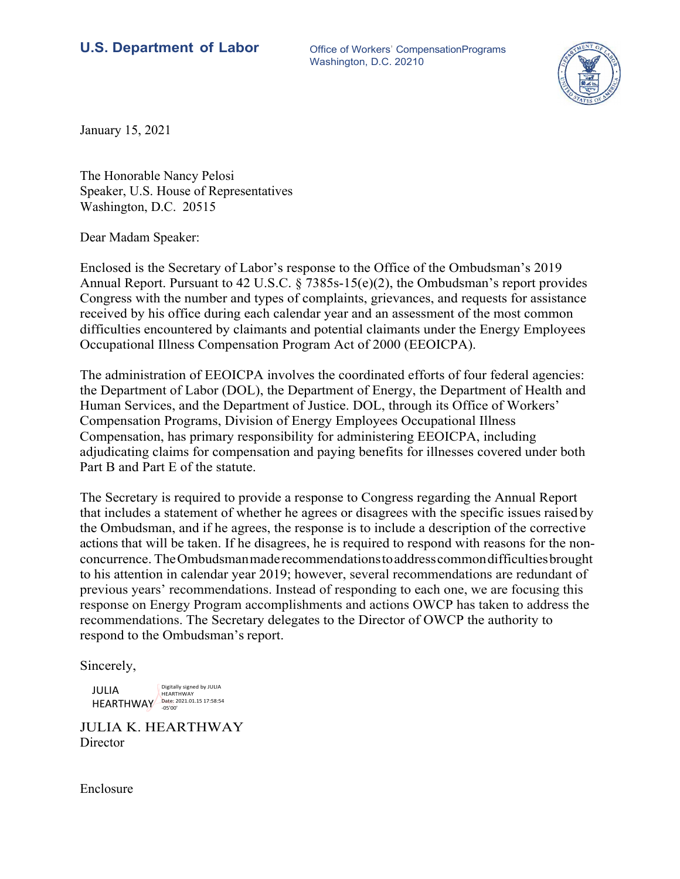**U.S. Department of Labor**

Office of Workers' Compensation Programs
Washington, D.C. 20210

January 15, 2021

The Honorable Nancy Pelosi
Speaker, U.S. House of Representatives
Washington, D.C. 20515

Dear Madam Speaker:

Enclosed is the Secretary of Labor's response to the Office of the Ombudsman's 2019 Annual Report. Pursuant to 42 U.S.C. § 7385s-15(e)(2), the Ombudsman's report provides Congress with the number and types of complaints, grievances, and requests for assistance received by his office during each calendar year and an assessment of the most common difficulties encountered by claimants and potential claimants under the Energy Employees Occupational Illness Compensation Program Act of 2000 (EEOICPA).

The administration of EEOICPA involves the coordinated efforts of four federal agencies: the Department of Labor (DOL), the Department of Energy, the Department of Health and Human Services, and the Department of Justice. DOL, through its Office of Workers' Compensation Programs, Division of Energy Employees Occupational Illness Compensation, has primary responsibility for administering EEOICPA, including adjudicating claims for compensation and paying benefits for illnesses covered under both Part B and Part E of the statute.

The Secretary is required to provide a response to Congress regarding the Annual Report that includes a statement of whether he agrees or disagrees with the specific issues raised by the Ombudsman, and if he agrees, the response is to include a description of the corrective actions that will be taken. If he disagrees, he is required to respond with reasons for the non-concurrence. The Ombudsman made recommendations to address common difficulties brought to his attention in calendar year 2019; however, several recommendations are redundant of previous years' recommendations. Instead of responding to each one, we are focusing this response on Energy Program accomplishments and actions OWCP has taken to address the recommendations. The Secretary delegates to the Director of OWCP the authority to respond to the Ombudsman's report.

Sincerely,

JULIA HEARTHWAY — Digitally signed by JULIA HEARTHWAY Date: 2021.01.15 17:58:54 -05'00'

JULIA K. HEARTHWAY
Director

Enclosure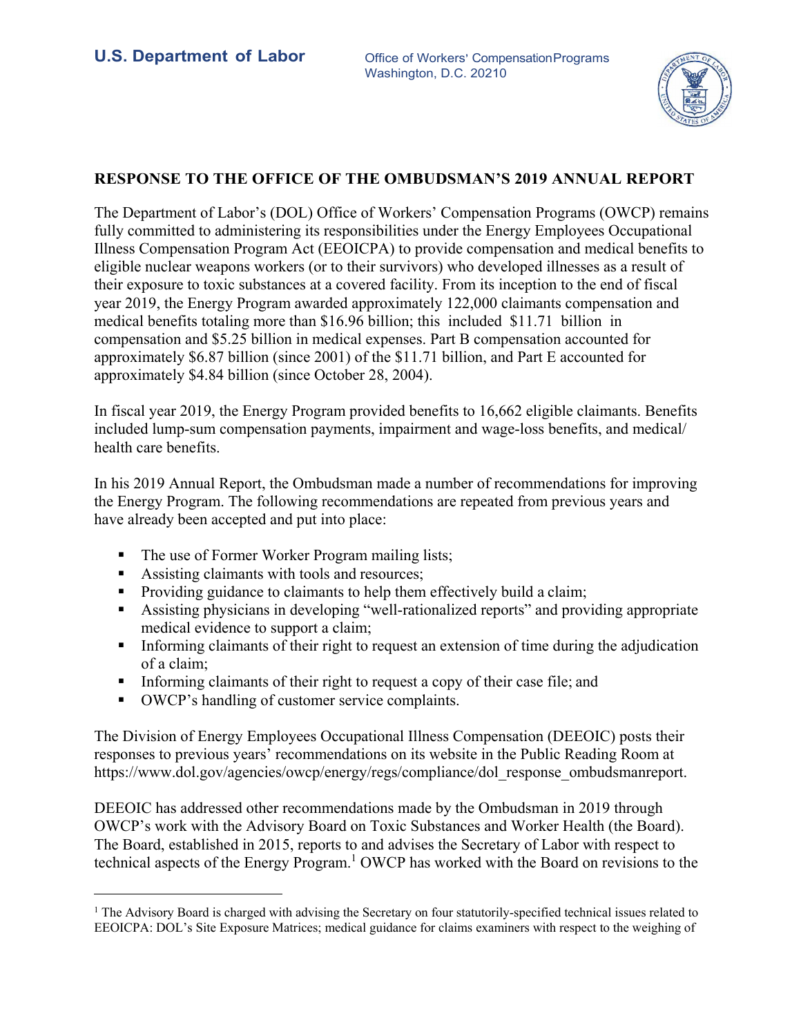U.S. Department of Labor

Office of Workers' Compensation Programs
Washington, D.C. 20210

## RESPONSE TO THE OFFICE OF THE OMBUDSMAN'S 2019 ANNUAL REPORT

The Department of Labor's (DOL) Office of Workers' Compensation Programs (OWCP) remains fully committed to administering its responsibilities under the Energy Employees Occupational Illness Compensation Program Act (EEOICPA) to provide compensation and medical benefits to eligible nuclear weapons workers (or to their survivors) who developed illnesses as a result of their exposure to toxic substances at a covered facility. From its inception to the end of fiscal year 2019, the Energy Program awarded approximately 122,000 claimants compensation and medical benefits totaling more than \$16.96 billion; this included \$11.71 billion in compensation and \$5.25 billion in medical expenses. Part B compensation accounted for approximately \$6.87 billion (since 2001) of the \$11.71 billion, and Part E accounted for approximately \$4.84 billion (since October 28, 2004).

In fiscal year 2019, the Energy Program provided benefits to 16,662 eligible claimants. Benefits included lump-sum compensation payments, impairment and wage-loss benefits, and medical/ health care benefits.

In his 2019 Annual Report, the Ombudsman made a number of recommendations for improving the Energy Program. The following recommendations are repeated from previous years and have already been accepted and put into place:

- The use of Former Worker Program mailing lists;
- Assisting claimants with tools and resources;
- Providing guidance to claimants to help them effectively build a claim;
- Assisting physicians in developing "well-rationalized reports" and providing appropriate medical evidence to support a claim;
- Informing claimants of their right to request an extension of time during the adjudication of a claim;
- Informing claimants of their right to request a copy of their case file; and
- OWCP's handling of customer service complaints.

The Division of Energy Employees Occupational Illness Compensation (DEEOIC) posts their responses to previous years' recommendations on its website in the Public Reading Room at https://www.dol.gov/agencies/owcp/energy/regs/compliance/dol_response_ombudsmanreport.

DEEOIC has addressed other recommendations made by the Ombudsman in 2019 through OWCP's work with the Advisory Board on Toxic Substances and Worker Health (the Board). The Board, established in 2015, reports to and advises the Secretary of Labor with respect to technical aspects of the Energy Program.[1] OWCP has worked with the Board on revisions to the

[1] The Advisory Board is charged with advising the Secretary on four statutorily-specified technical issues related to EEOICPA: DOL's Site Exposure Matrices; medical guidance for claims examiners with respect to the weighing of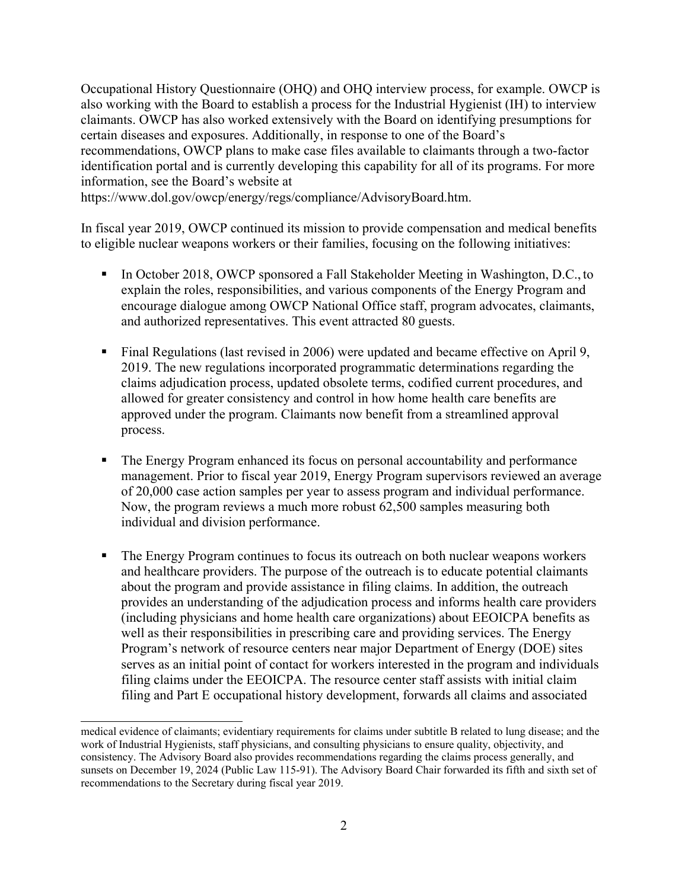Occupational History Questionnaire (OHQ) and OHQ interview process, for example. OWCP is also working with the Board to establish a process for the Industrial Hygienist (IH) to interview claimants. OWCP has also worked extensively with the Board on identifying presumptions for certain diseases and exposures. Additionally, in response to one of the Board's recommendations, OWCP plans to make case files available to claimants through a two-factor identification portal and is currently developing this capability for all of its programs. For more information, see the Board's website at https://www.dol.gov/owcp/energy/regs/compliance/AdvisoryBoard.htm.

In fiscal year 2019, OWCP continued its mission to provide compensation and medical benefits to eligible nuclear weapons workers or their families, focusing on the following initiatives:

- In October 2018, OWCP sponsored a Fall Stakeholder Meeting in Washington, D.C., to explain the roles, responsibilities, and various components of the Energy Program and encourage dialogue among OWCP National Office staff, program advocates, claimants, and authorized representatives. This event attracted 80 guests.

- Final Regulations (last revised in 2006) were updated and became effective on April 9, 2019. The new regulations incorporated programmatic determinations regarding the claims adjudication process, updated obsolete terms, codified current procedures, and allowed for greater consistency and control in how home health care benefits are approved under the program. Claimants now benefit from a streamlined approval process.

- The Energy Program enhanced its focus on personal accountability and performance management. Prior to fiscal year 2019, Energy Program supervisors reviewed an average of 20,000 case action samples per year to assess program and individual performance. Now, the program reviews a much more robust 62,500 samples measuring both individual and division performance.

- The Energy Program continues to focus its outreach on both nuclear weapons workers and healthcare providers. The purpose of the outreach is to educate potential claimants about the program and provide assistance in filing claims. In addition, the outreach provides an understanding of the adjudication process and informs health care providers (including physicians and home health care organizations) about EEOICPA benefits as well as their responsibilities in prescribing care and providing services. The Energy Program's network of resource centers near major Department of Energy (DOE) sites serves as an initial point of contact for workers interested in the program and individuals filing claims under the EEOICPA. The resource center staff assists with initial claim filing and Part E occupational history development, forwards all claims and associated

---

medical evidence of claimants; evidentiary requirements for claims under subtitle B related to lung disease; and the work of Industrial Hygienists, staff physicians, and consulting physicians to ensure quality, objectivity, and consistency. The Advisory Board also provides recommendations regarding the claims process generally, and sunsets on December 19, 2024 (Public Law 115-91). The Advisory Board Chair forwarded its fifth and sixth set of recommendations to the Secretary during fiscal year 2019.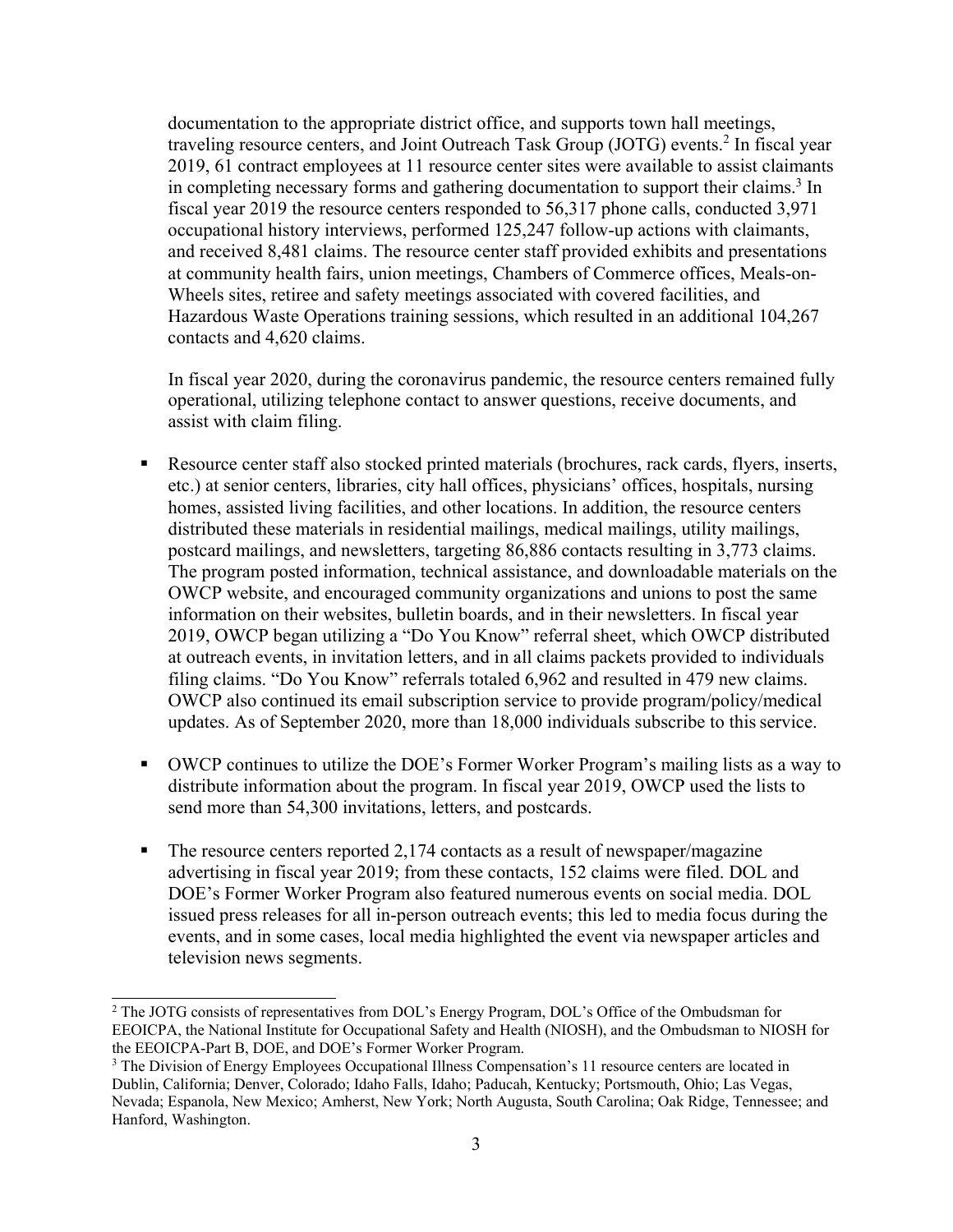documentation to the appropriate district office, and supports town hall meetings, traveling resource centers, and Joint Outreach Task Group (JOTG) events.[2] In fiscal year 2019, 61 contract employees at 11 resource center sites were available to assist claimants in completing necessary forms and gathering documentation to support their claims.[3] In fiscal year 2019 the resource centers responded to 56,317 phone calls, conducted 3,971 occupational history interviews, performed 125,247 follow-up actions with claimants, and received 8,481 claims. The resource center staff provided exhibits and presentations at community health fairs, union meetings, Chambers of Commerce offices, Meals-on-Wheels sites, retiree and safety meetings associated with covered facilities, and Hazardous Waste Operations training sessions, which resulted in an additional 104,267 contacts and 4,620 claims.

In fiscal year 2020, during the coronavirus pandemic, the resource centers remained fully operational, utilizing telephone contact to answer questions, receive documents, and assist with claim filing.

- Resource center staff also stocked printed materials (brochures, rack cards, flyers, inserts, etc.) at senior centers, libraries, city hall offices, physicians' offices, hospitals, nursing homes, assisted living facilities, and other locations. In addition, the resource centers distributed these materials in residential mailings, medical mailings, utility mailings, postcard mailings, and newsletters, targeting 86,886 contacts resulting in 3,773 claims. The program posted information, technical assistance, and downloadable materials on the OWCP website, and encouraged community organizations and unions to post the same information on their websites, bulletin boards, and in their newsletters. In fiscal year 2019, OWCP began utilizing a "Do You Know" referral sheet, which OWCP distributed at outreach events, in invitation letters, and in all claims packets provided to individuals filing claims. "Do You Know" referrals totaled 6,962 and resulted in 479 new claims. OWCP also continued its email subscription service to provide program/policy/medical updates. As of September 2020, more than 18,000 individuals subscribe to this service.

- OWCP continues to utilize the DOE's Former Worker Program's mailing lists as a way to distribute information about the program. In fiscal year 2019, OWCP used the lists to send more than 54,300 invitations, letters, and postcards.

- The resource centers reported 2,174 contacts as a result of newspaper/magazine advertising in fiscal year 2019; from these contacts, 152 claims were filed. DOL and DOE's Former Worker Program also featured numerous events on social media. DOL issued press releases for all in-person outreach events; this led to media focus during the events, and in some cases, local media highlighted the event via newspaper articles and television news segments.

---

[2] The JOTG consists of representatives from DOL's Energy Program, DOL's Office of the Ombudsman for EEOICPA, the National Institute for Occupational Safety and Health (NIOSH), and the Ombudsman to NIOSH for the EEOICPA-Part B, DOE, and DOE's Former Worker Program.

[3] The Division of Energy Employees Occupational Illness Compensation's 11 resource centers are located in Dublin, California; Denver, Colorado; Idaho Falls, Idaho; Paducah, Kentucky; Portsmouth, Ohio; Las Vegas, Nevada; Espanola, New Mexico; Amherst, New York; North Augusta, South Carolina; Oak Ridge, Tennessee; and Hanford, Washington.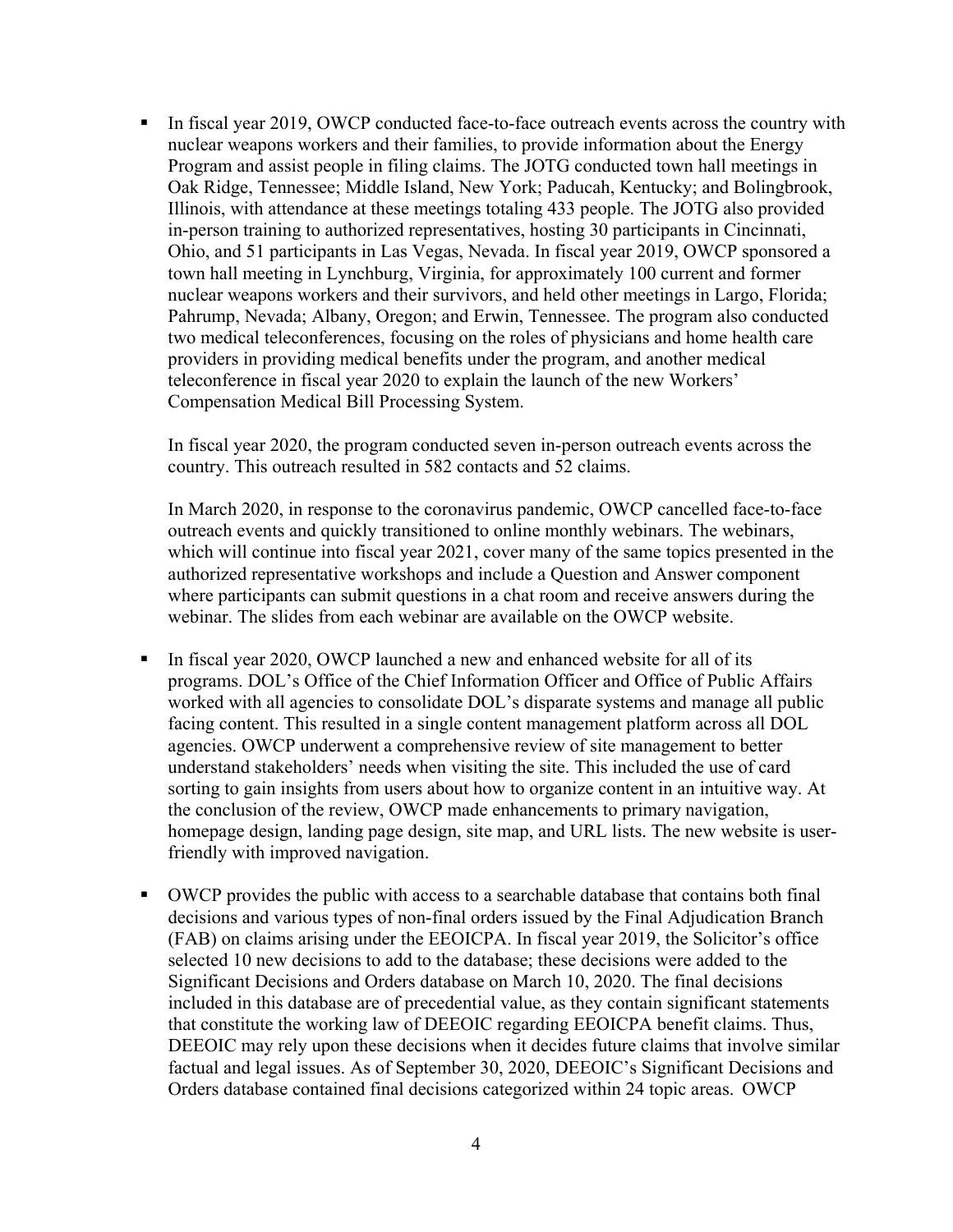- In fiscal year 2019, OWCP conducted face-to-face outreach events across the country with nuclear weapons workers and their families, to provide information about the Energy Program and assist people in filing claims. The JOTG conducted town hall meetings in Oak Ridge, Tennessee; Middle Island, New York; Paducah, Kentucky; and Bolingbrook, Illinois, with attendance at these meetings totaling 433 people. The JOTG also provided in-person training to authorized representatives, hosting 30 participants in Cincinnati, Ohio, and 51 participants in Las Vegas, Nevada. In fiscal year 2019, OWCP sponsored a town hall meeting in Lynchburg, Virginia, for approximately 100 current and former nuclear weapons workers and their survivors, and held other meetings in Largo, Florida; Pahrump, Nevada; Albany, Oregon; and Erwin, Tennessee. The program also conducted two medical teleconferences, focusing on the roles of physicians and home health care providers in providing medical benefits under the program, and another medical teleconference in fiscal year 2020 to explain the launch of the new Workers' Compensation Medical Bill Processing System.

  In fiscal year 2020, the program conducted seven in-person outreach events across the country. This outreach resulted in 582 contacts and 52 claims.

  In March 2020, in response to the coronavirus pandemic, OWCP cancelled face-to-face outreach events and quickly transitioned to online monthly webinars. The webinars, which will continue into fiscal year 2021, cover many of the same topics presented in the authorized representative workshops and include a Question and Answer component where participants can submit questions in a chat room and receive answers during the webinar. The slides from each webinar are available on the OWCP website.

- In fiscal year 2020, OWCP launched a new and enhanced website for all of its programs. DOL's Office of the Chief Information Officer and Office of Public Affairs worked with all agencies to consolidate DOL's disparate systems and manage all public facing content. This resulted in a single content management platform across all DOL agencies. OWCP underwent a comprehensive review of site management to better understand stakeholders' needs when visiting the site. This included the use of card sorting to gain insights from users about how to organize content in an intuitive way. At the conclusion of the review, OWCP made enhancements to primary navigation, homepage design, landing page design, site map, and URL lists. The new website is user-friendly with improved navigation.

- OWCP provides the public with access to a searchable database that contains both final decisions and various types of non-final orders issued by the Final Adjudication Branch (FAB) on claims arising under the EEOICPA. In fiscal year 2019, the Solicitor's office selected 10 new decisions to add to the database; these decisions were added to the Significant Decisions and Orders database on March 10, 2020. The final decisions included in this database are of precedential value, as they contain significant statements that constitute the working law of DEEOIC regarding EEOICPA benefit claims. Thus, DEEOIC may rely upon these decisions when it decides future claims that involve similar factual and legal issues. As of September 30, 2020, DEEOIC's Significant Decisions and Orders database contained final decisions categorized within 24 topic areas. OWCP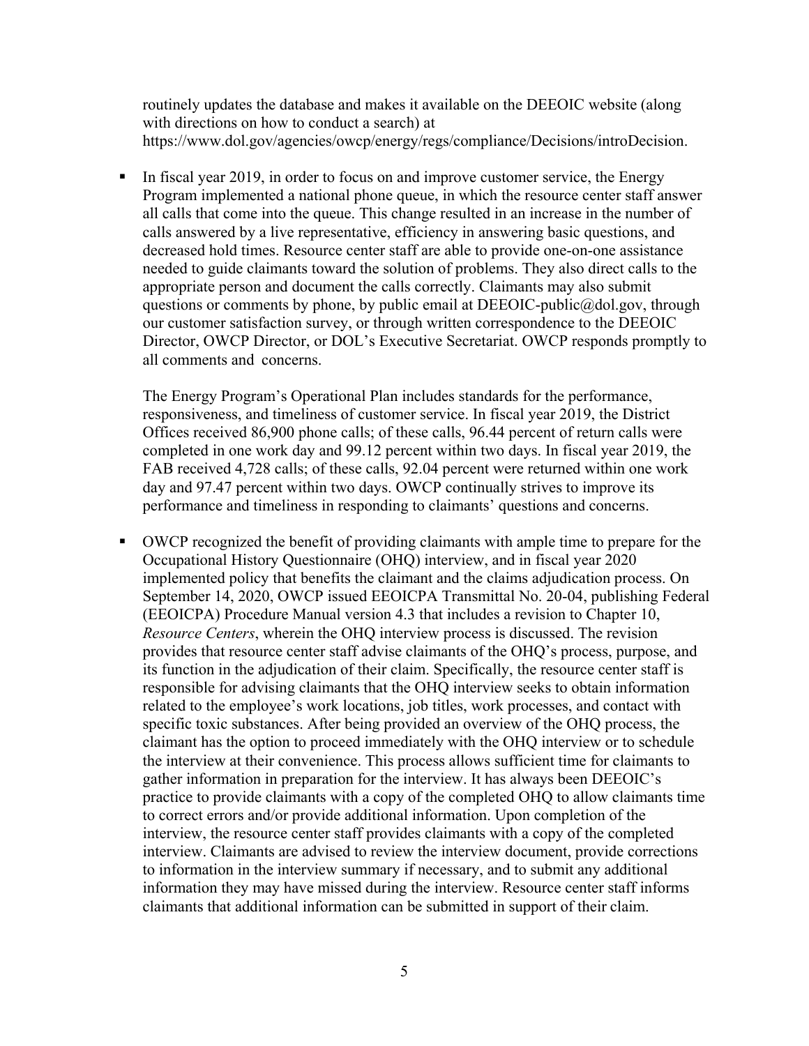routinely updates the database and makes it available on the DEEOIC website (along with directions on how to conduct a search) at https://www.dol.gov/agencies/owcp/energy/regs/compliance/Decisions/introDecision.

- In fiscal year 2019, in order to focus on and improve customer service, the Energy Program implemented a national phone queue, in which the resource center staff answer all calls that come into the queue. This change resulted in an increase in the number of calls answered by a live representative, efficiency in answering basic questions, and decreased hold times. Resource center staff are able to provide one-on-one assistance needed to guide claimants toward the solution of problems. They also direct calls to the appropriate person and document the calls correctly. Claimants may also submit questions or comments by phone, by public email at DEEOIC-public@dol.gov, through our customer satisfaction survey, or through written correspondence to the DEEOIC Director, OWCP Director, or DOL's Executive Secretariat. OWCP responds promptly to all comments and concerns.

  The Energy Program's Operational Plan includes standards for the performance, responsiveness, and timeliness of customer service. In fiscal year 2019, the District Offices received 86,900 phone calls; of these calls, 96.44 percent of return calls were completed in one work day and 99.12 percent within two days. In fiscal year 2019, the FAB received 4,728 calls; of these calls, 92.04 percent were returned within one work day and 97.47 percent within two days. OWCP continually strives to improve its performance and timeliness in responding to claimants' questions and concerns.

- OWCP recognized the benefit of providing claimants with ample time to prepare for the Occupational History Questionnaire (OHQ) interview, and in fiscal year 2020 implemented policy that benefits the claimant and the claims adjudication process. On September 14, 2020, OWCP issued EEOICPA Transmittal No. 20-04, publishing Federal (EEOICPA) Procedure Manual version 4.3 that includes a revision to Chapter 10, *Resource Centers*, wherein the OHQ interview process is discussed. The revision provides that resource center staff advise claimants of the OHQ's process, purpose, and its function in the adjudication of their claim. Specifically, the resource center staff is responsible for advising claimants that the OHQ interview seeks to obtain information related to the employee's work locations, job titles, work processes, and contact with specific toxic substances. After being provided an overview of the OHQ process, the claimant has the option to proceed immediately with the OHQ interview or to schedule the interview at their convenience. This process allows sufficient time for claimants to gather information in preparation for the interview. It has always been DEEOIC's practice to provide claimants with a copy of the completed OHQ to allow claimants time to correct errors and/or provide additional information. Upon completion of the interview, the resource center staff provides claimants with a copy of the completed interview. Claimants are advised to review the interview document, provide corrections to information in the interview summary if necessary, and to submit any additional information they may have missed during the interview. Resource center staff informs claimants that additional information can be submitted in support of their claim.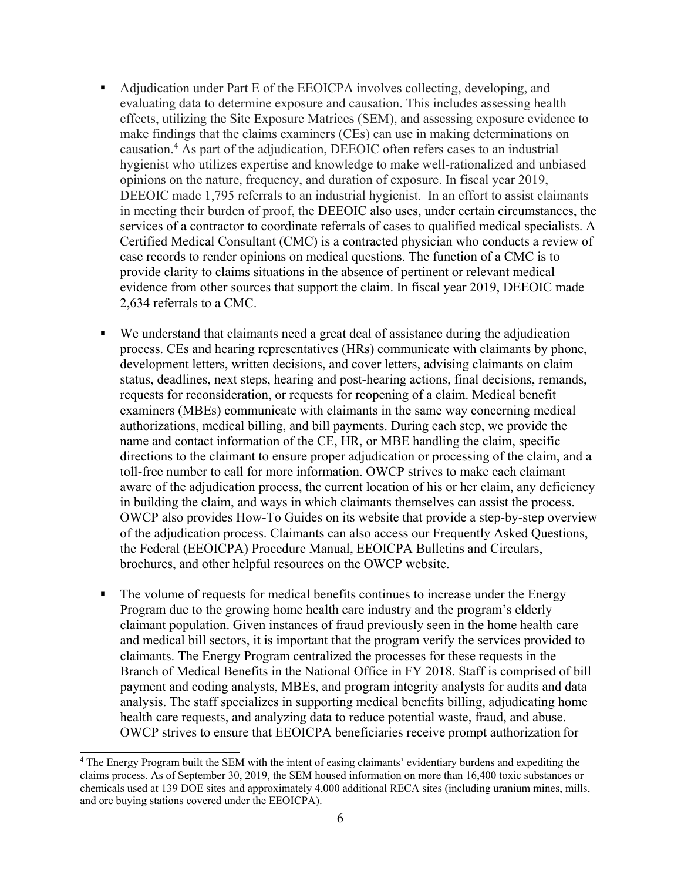- Adjudication under Part E of the EEOICPA involves collecting, developing, and evaluating data to determine exposure and causation. This includes assessing health effects, utilizing the Site Exposure Matrices (SEM), and assessing exposure evidence to make findings that the claims examiners (CEs) can use in making determinations on causation.[4] As part of the adjudication, DEEOIC often refers cases to an industrial hygienist who utilizes expertise and knowledge to make well-rationalized and unbiased opinions on the nature, frequency, and duration of exposure. In fiscal year 2019, DEEOIC made 1,795 referrals to an industrial hygienist. In an effort to assist claimants in meeting their burden of proof, the DEEOIC also uses, under certain circumstances, the services of a contractor to coordinate referrals of cases to qualified medical specialists. A Certified Medical Consultant (CMC) is a contracted physician who conducts a review of case records to render opinions on medical questions. The function of a CMC is to provide clarity to claims situations in the absence of pertinent or relevant medical evidence from other sources that support the claim. In fiscal year 2019, DEEOIC made 2,634 referrals to a CMC.

- We understand that claimants need a great deal of assistance during the adjudication process. CEs and hearing representatives (HRs) communicate with claimants by phone, development letters, written decisions, and cover letters, advising claimants on claim status, deadlines, next steps, hearing and post-hearing actions, final decisions, remands, requests for reconsideration, or requests for reopening of a claim. Medical benefit examiners (MBEs) communicate with claimants in the same way concerning medical authorizations, medical billing, and bill payments. During each step, we provide the name and contact information of the CE, HR, or MBE handling the claim, specific directions to the claimant to ensure proper adjudication or processing of the claim, and a toll-free number to call for more information. OWCP strives to make each claimant aware of the adjudication process, the current location of his or her claim, any deficiency in building the claim, and ways in which claimants themselves can assist the process. OWCP also provides How-To Guides on its website that provide a step-by-step overview of the adjudication process. Claimants can also access our Frequently Asked Questions, the Federal (EEOICPA) Procedure Manual, EEOICPA Bulletins and Circulars, brochures, and other helpful resources on the OWCP website.

- The volume of requests for medical benefits continues to increase under the Energy Program due to the growing home health care industry and the program's elderly claimant population. Given instances of fraud previously seen in the home health care and medical bill sectors, it is important that the program verify the services provided to claimants. The Energy Program centralized the processes for these requests in the Branch of Medical Benefits in the National Office in FY 2018. Staff is comprised of bill payment and coding analysts, MBEs, and program integrity analysts for audits and data analysis. The staff specializes in supporting medical benefits billing, adjudicating home health care requests, and analyzing data to reduce potential waste, fraud, and abuse. OWCP strives to ensure that EEOICPA beneficiaries receive prompt authorization for

[4] The Energy Program built the SEM with the intent of easing claimants' evidentiary burdens and expediting the claims process. As of September 30, 2019, the SEM housed information on more than 16,400 toxic substances or chemicals used at 139 DOE sites and approximately 4,000 additional RECA sites (including uranium mines, mills, and ore buying stations covered under the EEOICPA).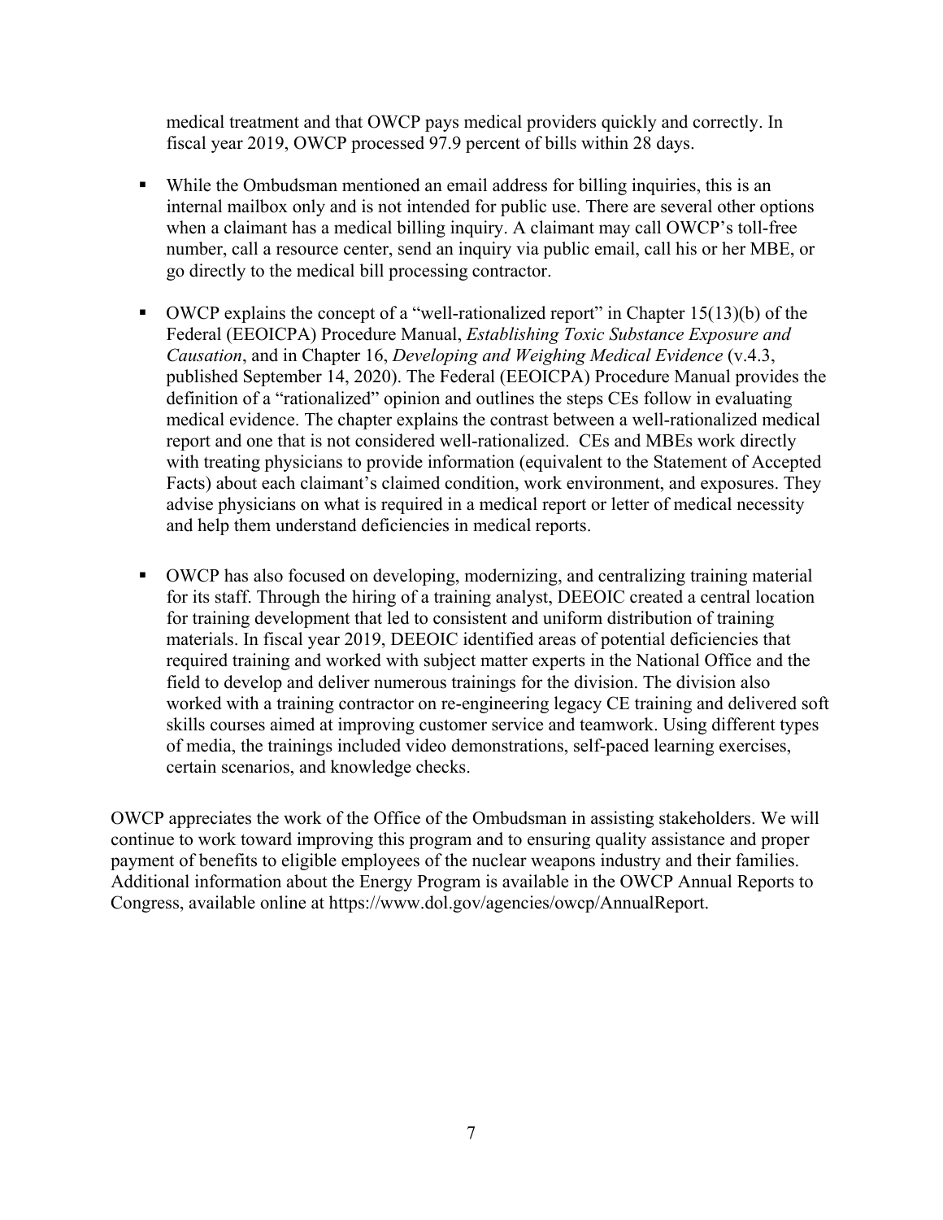medical treatment and that OWCP pays medical providers quickly and correctly. In fiscal year 2019, OWCP processed 97.9 percent of bills within 28 days.

- While the Ombudsman mentioned an email address for billing inquiries, this is an internal mailbox only and is not intended for public use. There are several other options when a claimant has a medical billing inquiry. A claimant may call OWCP's toll-free number, call a resource center, send an inquiry via public email, call his or her MBE, or go directly to the medical bill processing contractor.

- OWCP explains the concept of a "well-rationalized report" in Chapter 15(13)(b) of the Federal (EEOICPA) Procedure Manual, *Establishing Toxic Substance Exposure and Causation*, and in Chapter 16, *Developing and Weighing Medical Evidence* (v.4.3, published September 14, 2020). The Federal (EEOICPA) Procedure Manual provides the definition of a "rationalized" opinion and outlines the steps CEs follow in evaluating medical evidence. The chapter explains the contrast between a well-rationalized medical report and one that is not considered well-rationalized. CEs and MBEs work directly with treating physicians to provide information (equivalent to the Statement of Accepted Facts) about each claimant's claimed condition, work environment, and exposures. They advise physicians on what is required in a medical report or letter of medical necessity and help them understand deficiencies in medical reports.

- OWCP has also focused on developing, modernizing, and centralizing training material for its staff. Through the hiring of a training analyst, DEEOIC created a central location for training development that led to consistent and uniform distribution of training materials. In fiscal year 2019, DEEOIC identified areas of potential deficiencies that required training and worked with subject matter experts in the National Office and the field to develop and deliver numerous trainings for the division. The division also worked with a training contractor on re-engineering legacy CE training and delivered soft skills courses aimed at improving customer service and teamwork. Using different types of media, the trainings included video demonstrations, self-paced learning exercises, certain scenarios, and knowledge checks.

OWCP appreciates the work of the Office of the Ombudsman in assisting stakeholders. We will continue to work toward improving this program and to ensuring quality assistance and proper payment of benefits to eligible employees of the nuclear weapons industry and their families. Additional information about the Energy Program is available in the OWCP Annual Reports to Congress, available online at https://www.dol.gov/agencies/owcp/AnnualReport.